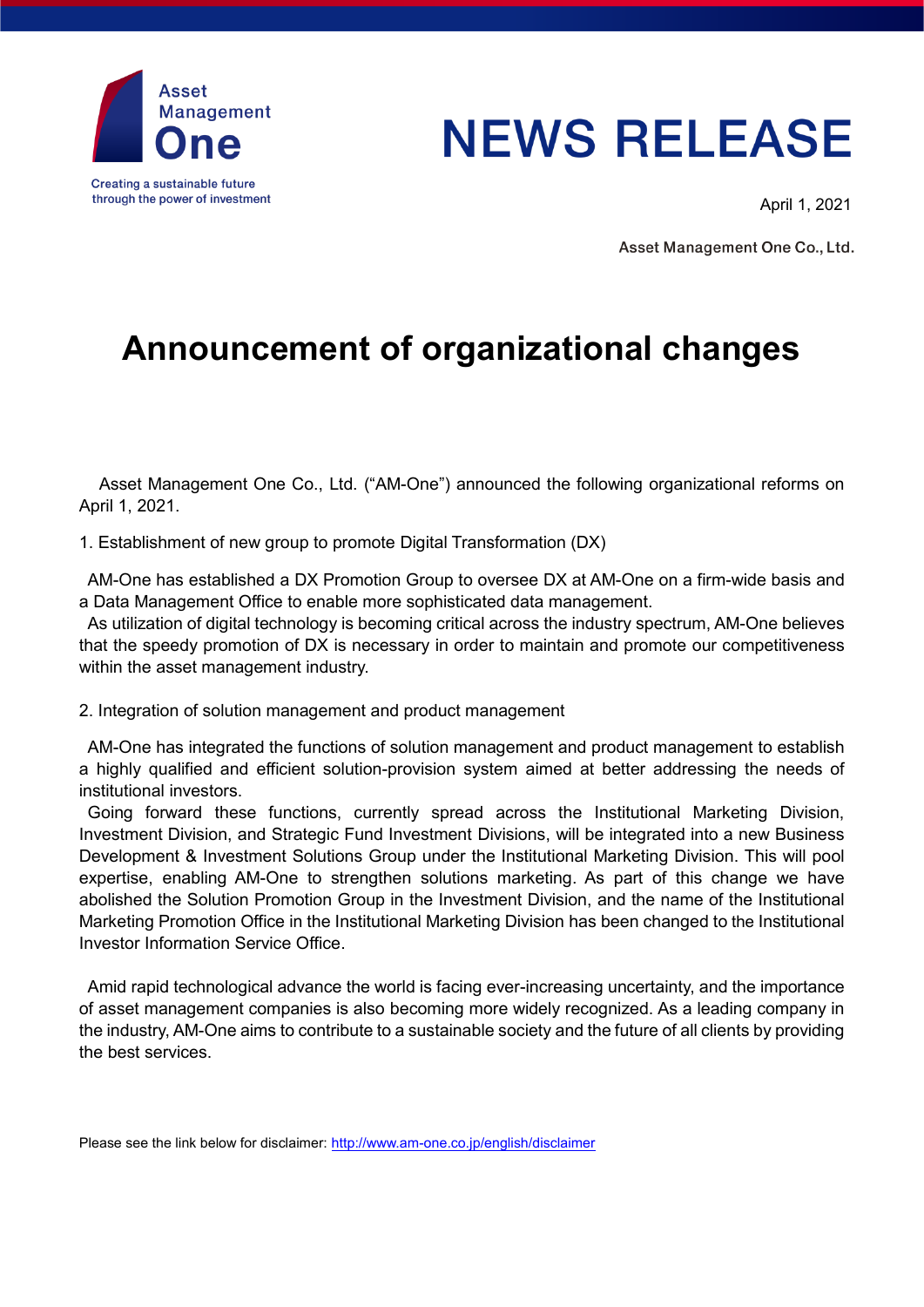Asset Management One

Creating a sustainable future through the power of investment

# NEWS RELEASE

April 1, 2021

Asset Management One Co., Ltd.

# Announcement of organizational changes

Asset Management One Co., Ltd. ("AM-One") announced the following organizational reforms on April 1, 2021.

1. Establishment of new group to promote Digital Transformation (DX)

AM-One has established a DX Promotion Group to oversee DX at AM-One on a firm-wide basis and a Data Management Office to enable more sophisticated data management.

As utilization of digital technology is becoming critical across the industry spectrum, AM-One believes that the speedy promotion of DX is necessary in order to maintain and promote our competitiveness within the asset management industry.

2. Integration of solution management and product management

AM-One has integrated the functions of solution management and product management to establish a highly qualified and efficient solution-provision system aimed at better addressing the needs of institutional investors.

Going forward these functions, currently spread across the Institutional Marketing Division, Investment Division, and Strategic Fund Investment Divisions, will be integrated into a new Business Development & Investment Solutions Group under the Institutional Marketing Division. This will pool expertise, enabling AM-One to strengthen solutions marketing. As part of this change we have abolished the Solution Promotion Group in the Investment Division, and the name of the Institutional Marketing Promotion Office in the Institutional Marketing Division has been changed to the Institutional Investor Information Service Office.

Amid rapid technological advance the world is facing ever-increasing uncertainty, and the importance of asset management companies is also becoming more widely recognized. As a leading company in the industry, AM-One aims to contribute to a sustainable society and the future of all clients by providing the best services.

Please see the link below for disclaimer: http://www.am-one.co.jp/english/disclaimer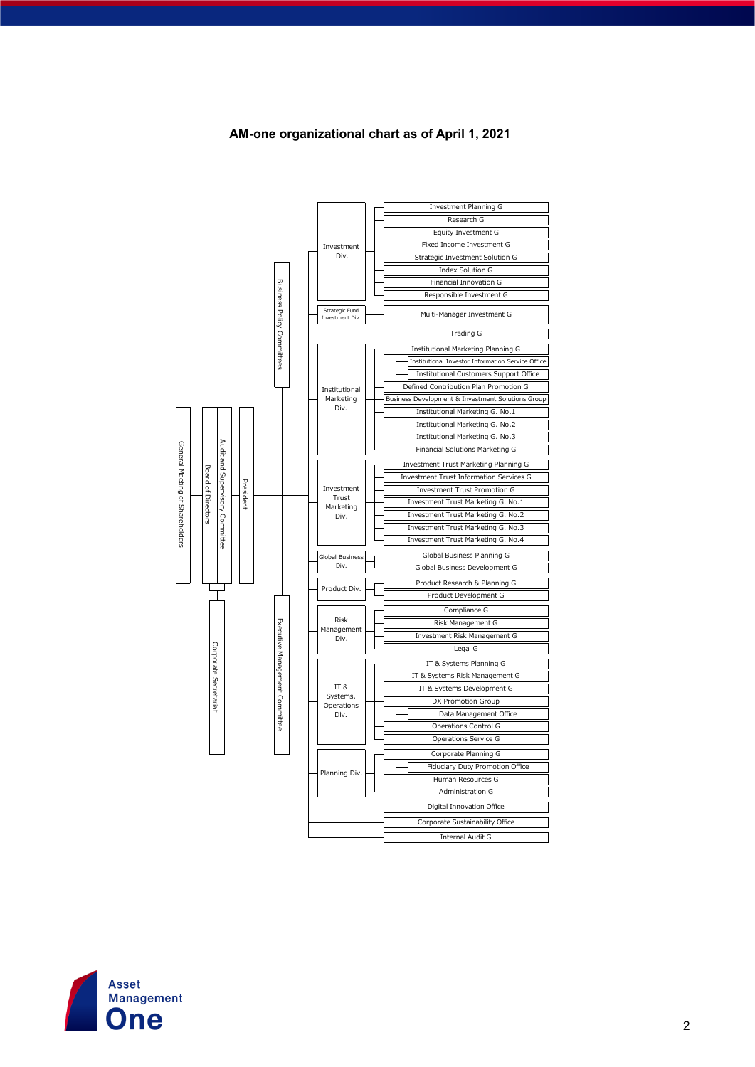## AM-one organizational chart as of April 1, 2021

General Meeting of Shareholders

Audit and Supervisory Committee

Board of Directors

Corporate Secretariat

President

Business Policy Committees

Executive Management Committee

- Investment Div.
  - Investment Planning G
  - Research G
  - Equity Investment G
  - Fixed Income Investment G
  - Strategic Investment Solution G
  - Index Solution G
  - Financial Innovation G
  - Responsible Investment G
- Strategic Fund Investment Div.
  - Multi-Manager Investment G
- Trading G
- Institutional Marketing Div.
  - Institutional Marketing Planning G
    - Institutional Investor Information Service Office
    - Institutional Customers Support Office
  - Defined Contribution Plan Promotion G
  - Business Development & Investment Solutions Group
  - Institutional Marketing G. No.1
  - Institutional Marketing G. No.2
  - Institutional Marketing G. No.3
  - Financial Solutions Marketing G
- Investment Trust Marketing Div.
  - Investment Trust Marketing Planning G
  - Investment Trust Information Services G
  - Investment Trust Promotion G
  - Investment Trust Marketing G. No.1
  - Investment Trust Marketing G. No.2
  - Investment Trust Marketing G. No.3
  - Investment Trust Marketing G. No.4
- Global Business Div.
  - Global Business Planning G
  - Global Business Development G
- Product Div.
  - Product Research & Planning G
  - Product Development G
- Risk Management Div.
  - Compliance G
  - Risk Management G
  - Investment Risk Management G
  - Legal G
- IT & Systems, Operations Div.
  - IT & Systems Planning G
  - IT & Systems Risk Management G
  - IT & Systems Development G
  - DX Promotion Group
    - Data Management Office
  - Operations Control G
  - Operations Service G
- Planning Div.
  - Corporate Planning G
    - Fiduciary Duty Promotion Office
  - Human Resources G
  - Administration G
- Digital Innovation Office
- Corporate Sustainability Office
- Internal Audit G